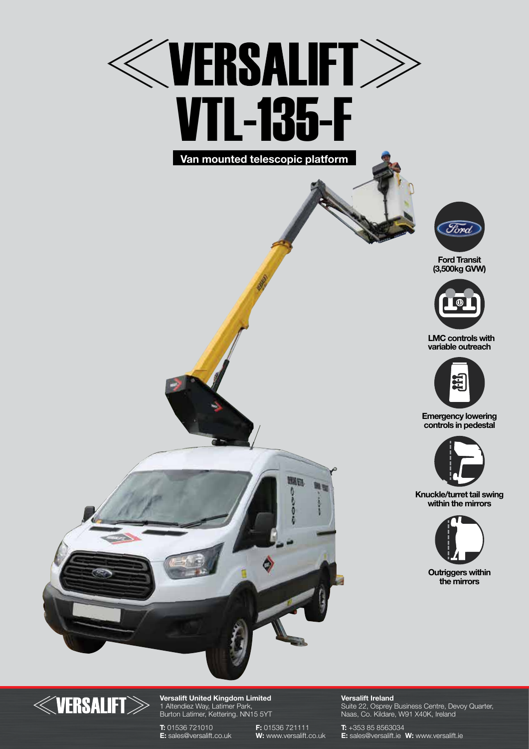# VERSALIFT

# VTL-135-F

**Van mounted telescopic platform**

**Ford Transit (3,500kg GVW)**

**LMC controls with variable outreach**

**Emergency lowering controls in pedestal**

**Knuckle/turret tail swing within the mirrors**

**Outriggers within the mirrors**

VERSALIFT

**Versalift United Kingdom Limited**
1 Altendiez Way, Latimer Park,
Burton Latimer, Kettering. NN15 5YT

**T:** 01536 721010
**F:** 01536 721111
**E:** sales@versalift.co.uk
**W:** www.versalift.co.uk

**Versalift Ireland**
Suite 22, Osprey Business Centre, Devoy Quarter,
Naas, Co. Kildare, W91 X40K, Ireland

**T:** +353 85 8563034
**E:** sales@versalift.ie **W:** www.versalift.ie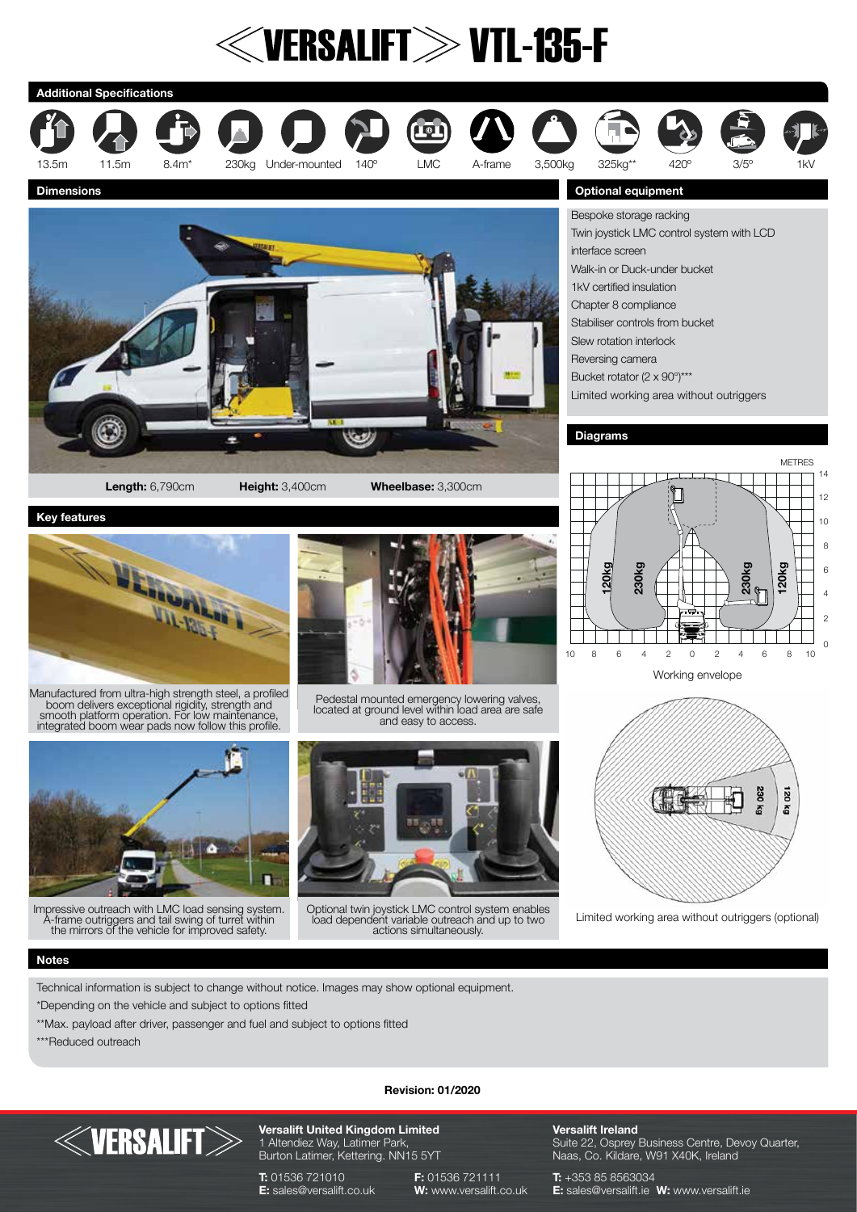# VERSALIFT VTL-135-F

## Additional Specifications

13.5m | 11.5m | 8.4m* | 230kg | Under-mounted | 140° | LMC | A-frame | 3,500kg | 325kg** | 420° | 3/5° | 1kV

## Dimensions

**Length:** 6,790cm **Height:** 3,400cm **Wheelbase:** 3,300cm

## Optional equipment

- Bespoke storage racking
- Twin joystick LMC control system with LCD interface screen
- Walk-in or Duck-under bucket
- 1kV certified insulation
- Chapter 8 compliance
- Stabiliser controls from bucket
- Slew rotation interlock
- Reversing camera
- Bucket rotator (2 x 90°)***
- Limited working area without outriggers

## Key features

Manufactured from ultra-high strength steel, a profiled boom delivers exceptional rigidity, strength and smooth platform operation. For low maintenance, integrated boom wear pads now follow this profile.

Pedestal mounted emergency lowering valves, located at ground level within load area are safe and easy to access.

Impressive outreach with LMC load sensing system. A-frame outriggers and tail swing of turret within the mirrors of the vehicle for improved safety.

Optional twin joystick LMC control system enables load dependent variable outreach and up to two actions simultaneously.

## Diagrams

METRES

120kg 230kg 230kg 120kg

14 12 10 8 6 4 2 0

10 8 6 4 2 0 2 4 6 8 10

Working envelope

230 kg 120 kg

Limited working area without outriggers (optional)

## Notes

Technical information is subject to change without notice. Images may show optional equipment.

*Depending on the vehicle and subject to options fitted

**Max. payload after driver, passenger and fuel and subject to options fitted

***Reduced outreach

**Revision: 01/2020**

**Versalift United Kingdom Limited**
1 Altendiez Way, Latimer Park,
Burton Latimer, Kettering. NN15 5YT

**T:** 01536 721010 **F:** 01536 721111
**E:** sales@versalift.co.uk **W:** www.versalift.co.uk

**Versalift Ireland**
Suite 22, Osprey Business Centre, Devoy Quarter,
Naas, Co. Kildare, W91 X40K, Ireland

**T:** +353 85 8563034
**E:** sales@versalift.ie **W:** www.versalift.ie